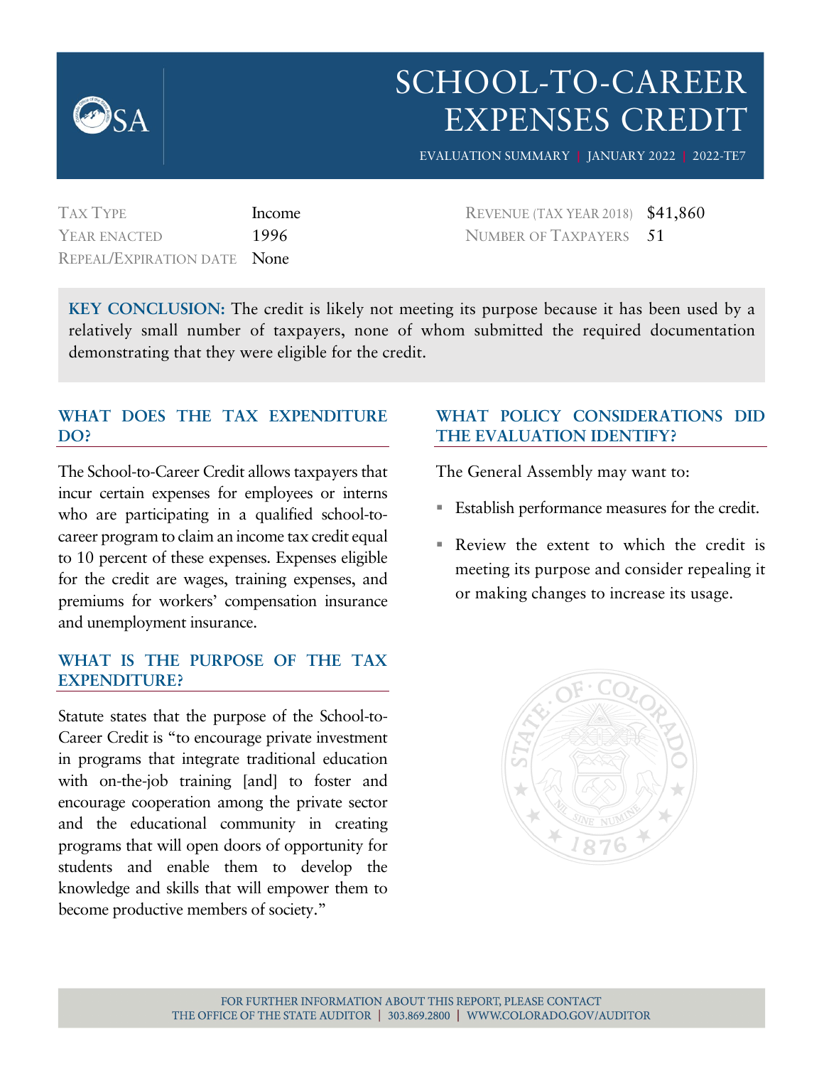# SCHOOL-TO-CAREER EXPENSES CREDIT

EVALUATION SUMMARY | JANUARY 2022 | 2022-TE7

| | | | |
|---|---|---|---|
| TAX TYPE | Income | REVENUE (TAX YEAR 2018) | $41,860 |
| YEAR ENACTED | 1996 | NUMBER OF TAXPAYERS | 51 |
| REPEAL/EXPIRATION DATE | None | | |

**KEY CONCLUSION:** The credit is likely not meeting its purpose because it has been used by a relatively small number of taxpayers, none of whom submitted the required documentation demonstrating that they were eligible for the credit.

## WHAT DOES THE TAX EXPENDITURE DO?

The School-to-Career Credit allows taxpayers that incur certain expenses for employees or interns who are participating in a qualified school-to-career program to claim an income tax credit equal to 10 percent of these expenses. Expenses eligible for the credit are wages, training expenses, and premiums for workers' compensation insurance and unemployment insurance.

## WHAT IS THE PURPOSE OF THE TAX EXPENDITURE?

Statute states that the purpose of the School-to-Career Credit is "to encourage private investment in programs that integrate traditional education with on-the-job training [and] to foster and encourage cooperation among the private sector and the educational community in creating programs that will open doors of opportunity for students and enable them to develop the knowledge and skills that will empower them to become productive members of society."

## WHAT POLICY CONSIDERATIONS DID THE EVALUATION IDENTIFY?

The General Assembly may want to:

- Establish performance measures for the credit.
- Review the extent to which the credit is meeting its purpose and consider repealing it or making changes to increase its usage.

FOR FURTHER INFORMATION ABOUT THIS REPORT, PLEASE CONTACT THE OFFICE OF THE STATE AUDITOR | 303.869.2800 | WWW.COLORADO.GOV/AUDITOR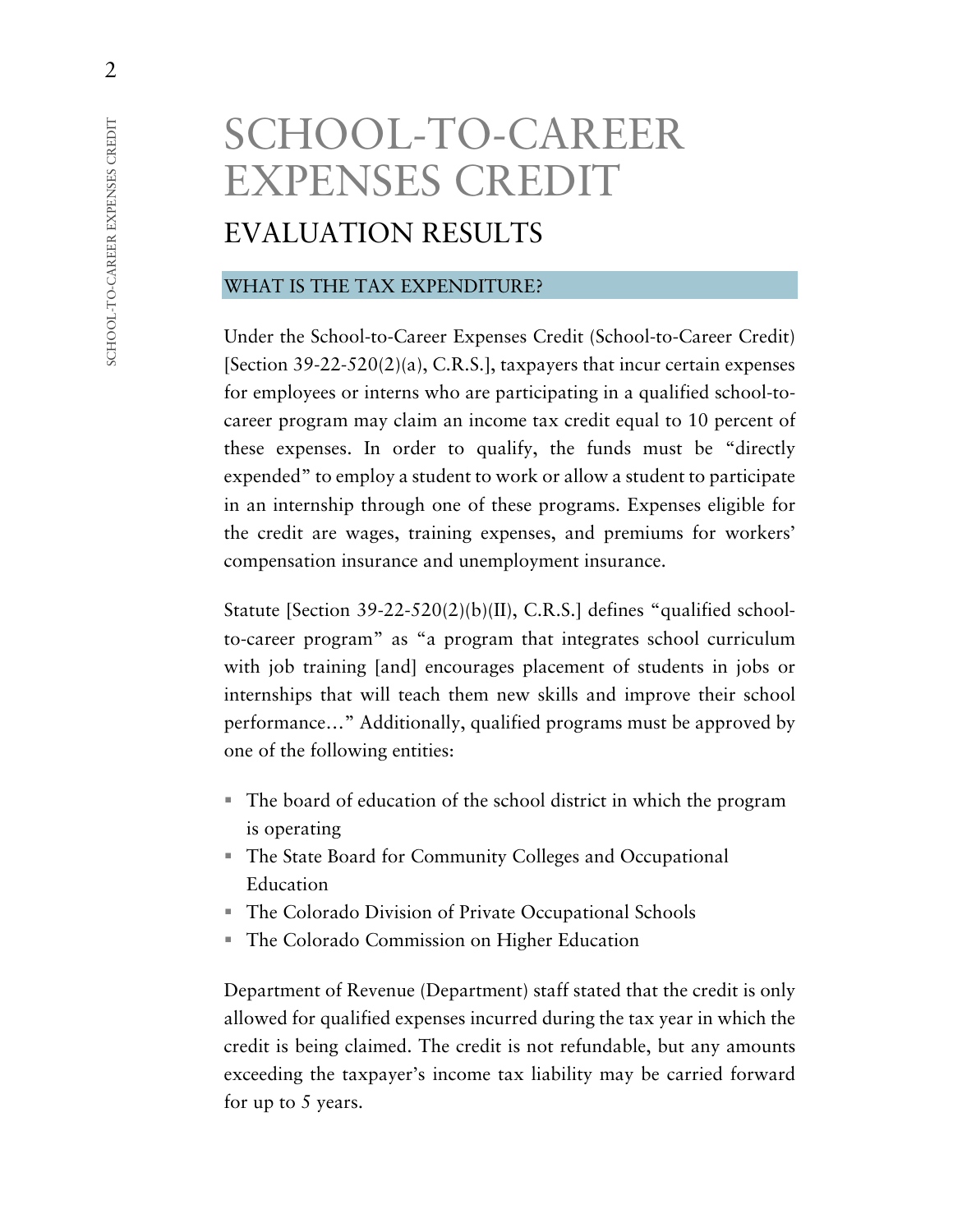# SCHOOL-TO-CAREER EXPENSES CREDIT

## EVALUATION RESULTS

### WHAT IS THE TAX EXPENDITURE?

Under the School-to-Career Expenses Credit (School-to-Career Credit) [Section 39-22-520(2)(a), C.R.S.], taxpayers that incur certain expenses for employees or interns who are participating in a qualified school-to-career program may claim an income tax credit equal to 10 percent of these expenses. In order to qualify, the funds must be "directly expended" to employ a student to work or allow a student to participate in an internship through one of these programs. Expenses eligible for the credit are wages, training expenses, and premiums for workers' compensation insurance and unemployment insurance.

Statute [Section 39-22-520(2)(b)(II), C.R.S.] defines "qualified school-to-career program" as "a program that integrates school curriculum with job training [and] encourages placement of students in jobs or internships that will teach them new skills and improve their school performance…" Additionally, qualified programs must be approved by one of the following entities:

- The board of education of the school district in which the program is operating
- The State Board for Community Colleges and Occupational Education
- The Colorado Division of Private Occupational Schools
- The Colorado Commission on Higher Education

Department of Revenue (Department) staff stated that the credit is only allowed for qualified expenses incurred during the tax year in which the credit is being claimed. The credit is not refundable, but any amounts exceeding the taxpayer's income tax liability may be carried forward for up to 5 years.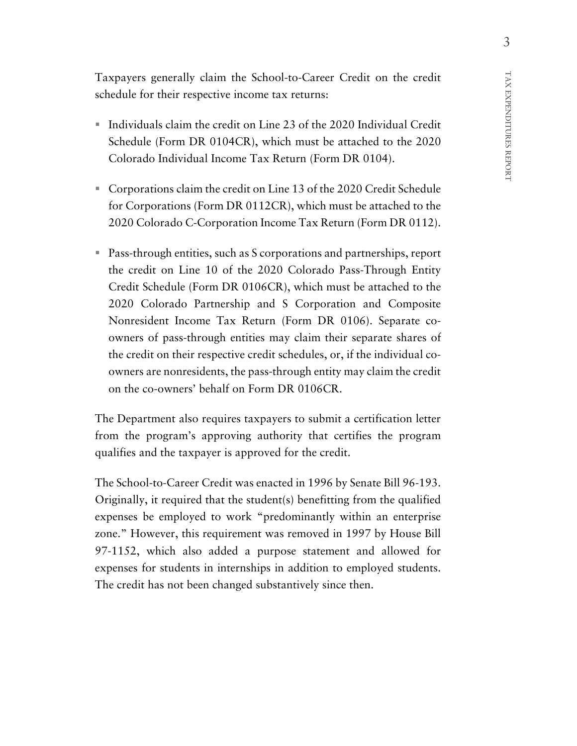Taxpayers generally claim the School-to-Career Credit on the credit schedule for their respective income tax returns:

- Individuals claim the credit on Line 23 of the 2020 Individual Credit Schedule (Form DR 0104CR), which must be attached to the 2020 Colorado Individual Income Tax Return (Form DR 0104).

- Corporations claim the credit on Line 13 of the 2020 Credit Schedule for Corporations (Form DR 0112CR), which must be attached to the 2020 Colorado C-Corporation Income Tax Return (Form DR 0112).

- Pass-through entities, such as S corporations and partnerships, report the credit on Line 10 of the 2020 Colorado Pass-Through Entity Credit Schedule (Form DR 0106CR), which must be attached to the 2020 Colorado Partnership and S Corporation and Composite Nonresident Income Tax Return (Form DR 0106). Separate co-owners of pass-through entities may claim their separate shares of the credit on their respective credit schedules, or, if the individual co-owners are nonresidents, the pass-through entity may claim the credit on the co-owners' behalf on Form DR 0106CR.

The Department also requires taxpayers to submit a certification letter from the program's approving authority that certifies the program qualifies and the taxpayer is approved for the credit.

The School-to-Career Credit was enacted in 1996 by Senate Bill 96-193. Originally, it required that the student(s) benefitting from the qualified expenses be employed to work "predominantly within an enterprise zone." However, this requirement was removed in 1997 by House Bill 97-1152, which also added a purpose statement and allowed for expenses for students in internships in addition to employed students. The credit has not been changed substantively since then.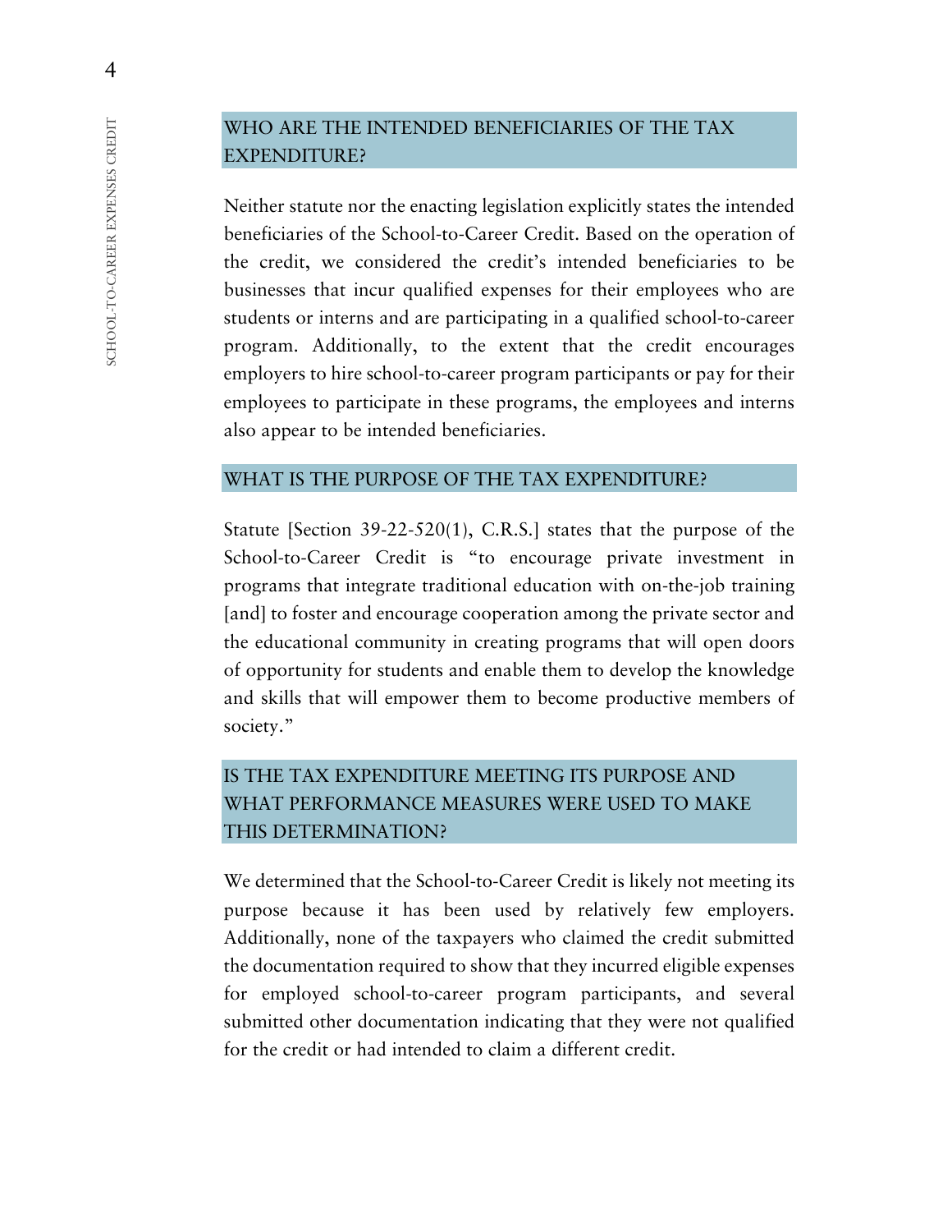## WHO ARE THE INTENDED BENEFICIARIES OF THE TAX EXPENDITURE?

Neither statute nor the enacting legislation explicitly states the intended beneficiaries of the School-to-Career Credit. Based on the operation of the credit, we considered the credit's intended beneficiaries to be businesses that incur qualified expenses for their employees who are students or interns and are participating in a qualified school-to-career program. Additionally, to the extent that the credit encourages employers to hire school-to-career program participants or pay for their employees to participate in these programs, the employees and interns also appear to be intended beneficiaries.

## WHAT IS THE PURPOSE OF THE TAX EXPENDITURE?

Statute [Section 39-22-520(1), C.R.S.] states that the purpose of the School-to-Career Credit is "to encourage private investment in programs that integrate traditional education with on-the-job training [and] to foster and encourage cooperation among the private sector and the educational community in creating programs that will open doors of opportunity for students and enable them to develop the knowledge and skills that will empower them to become productive members of society."

## IS THE TAX EXPENDITURE MEETING ITS PURPOSE AND WHAT PERFORMANCE MEASURES WERE USED TO MAKE THIS DETERMINATION?

We determined that the School-to-Career Credit is likely not meeting its purpose because it has been used by relatively few employers. Additionally, none of the taxpayers who claimed the credit submitted the documentation required to show that they incurred eligible expenses for employed school-to-career program participants, and several submitted other documentation indicating that they were not qualified for the credit or had intended to claim a different credit.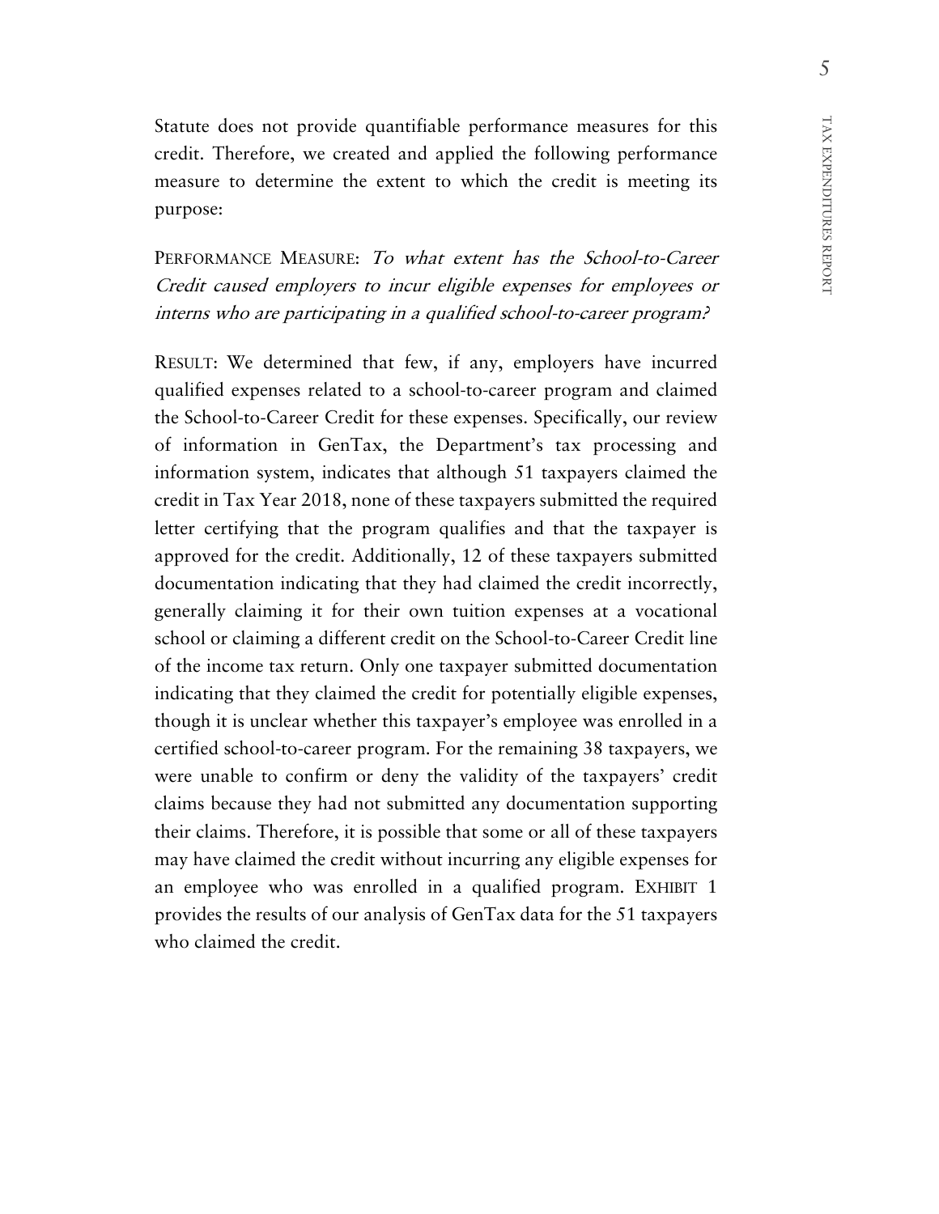Statute does not provide quantifiable performance measures for this credit. Therefore, we created and applied the following performance measure to determine the extent to which the credit is meeting its purpose:

PERFORMANCE MEASURE: *To what extent has the School-to-Career Credit caused employers to incur eligible expenses for employees or interns who are participating in a qualified school-to-career program?*

RESULT: We determined that few, if any, employers have incurred qualified expenses related to a school-to-career program and claimed the School-to-Career Credit for these expenses. Specifically, our review of information in GenTax, the Department's tax processing and information system, indicates that although 51 taxpayers claimed the credit in Tax Year 2018, none of these taxpayers submitted the required letter certifying that the program qualifies and that the taxpayer is approved for the credit. Additionally, 12 of these taxpayers submitted documentation indicating that they had claimed the credit incorrectly, generally claiming it for their own tuition expenses at a vocational school or claiming a different credit on the School-to-Career Credit line of the income tax return. Only one taxpayer submitted documentation indicating that they claimed the credit for potentially eligible expenses, though it is unclear whether this taxpayer's employee was enrolled in a certified school-to-career program. For the remaining 38 taxpayers, we were unable to confirm or deny the validity of the taxpayers' credit claims because they had not submitted any documentation supporting their claims. Therefore, it is possible that some or all of these taxpayers may have claimed the credit without incurring any eligible expenses for an employee who was enrolled in a qualified program. EXHIBIT 1 provides the results of our analysis of GenTax data for the 51 taxpayers who claimed the credit.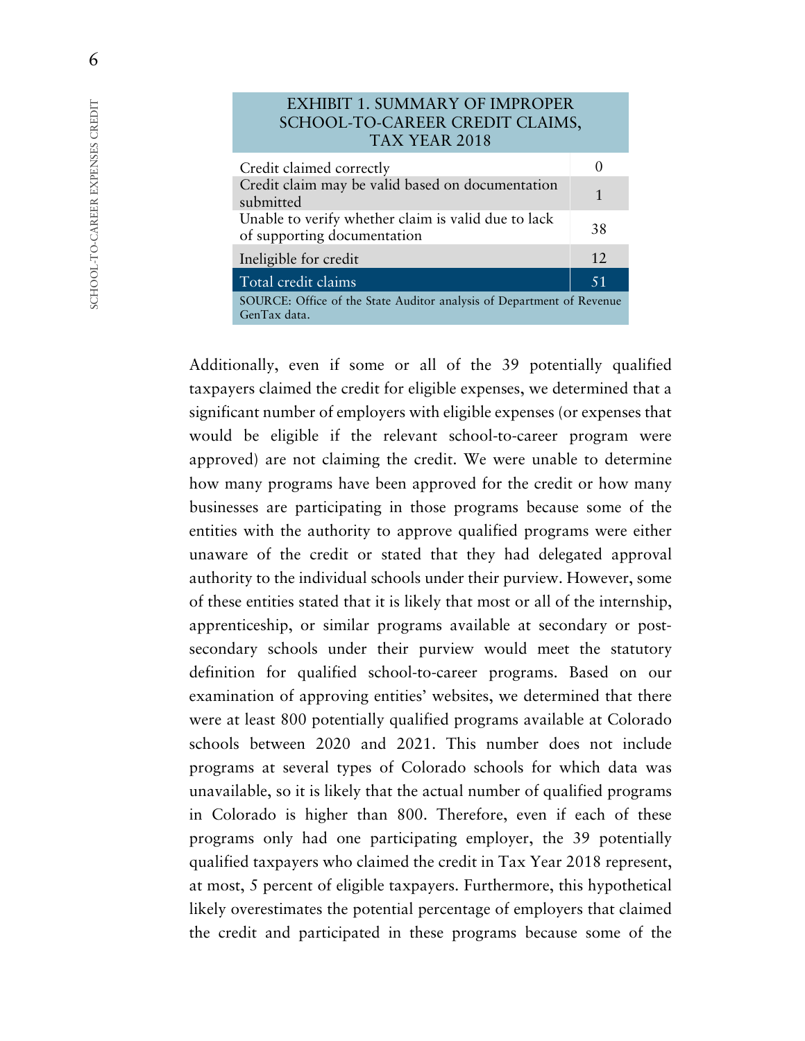| EXHIBIT 1. SUMMARY OF IMPROPER SCHOOL-TO-CAREER CREDIT CLAIMS, TAX YEAR 2018 | |
|---|---|
| Credit claimed correctly | 0 |
| Credit claim may be valid based on documentation submitted | 1 |
| Unable to verify whether claim is valid due to lack of supporting documentation | 38 |
| Ineligible for credit | 12 |
| Total credit claims | 51 |

SOURCE: Office of the State Auditor analysis of Department of Revenue GenTax data.

Additionally, even if some or all of the 39 potentially qualified taxpayers claimed the credit for eligible expenses, we determined that a significant number of employers with eligible expenses (or expenses that would be eligible if the relevant school-to-career program were approved) are not claiming the credit. We were unable to determine how many programs have been approved for the credit or how many businesses are participating in those programs because some of the entities with the authority to approve qualified programs were either unaware of the credit or stated that they had delegated approval authority to the individual schools under their purview. However, some of these entities stated that it is likely that most or all of the internship, apprenticeship, or similar programs available at secondary or post-secondary schools under their purview would meet the statutory definition for qualified school-to-career programs. Based on our examination of approving entities' websites, we determined that there were at least 800 potentially qualified programs available at Colorado schools between 2020 and 2021. This number does not include programs at several types of Colorado schools for which data was unavailable, so it is likely that the actual number of qualified programs in Colorado is higher than 800. Therefore, even if each of these programs only had one participating employer, the 39 potentially qualified taxpayers who claimed the credit in Tax Year 2018 represent, at most, 5 percent of eligible taxpayers. Furthermore, this hypothetical likely overestimates the potential percentage of employers that claimed the credit and participated in these programs because some of the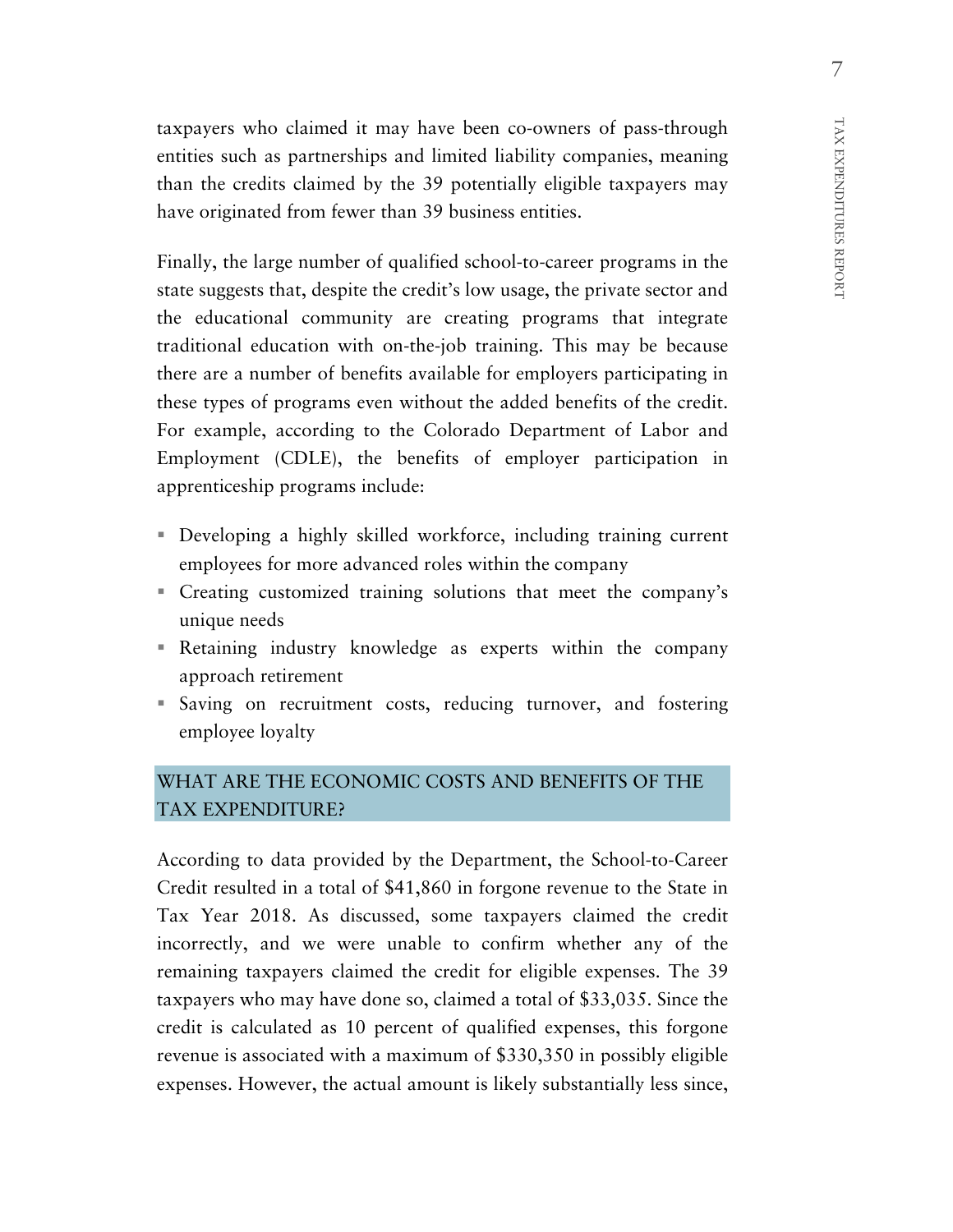taxpayers who claimed it may have been co-owners of pass-through entities such as partnerships and limited liability companies, meaning than the credits claimed by the 39 potentially eligible taxpayers may have originated from fewer than 39 business entities.

Finally, the large number of qualified school-to-career programs in the state suggests that, despite the credit's low usage, the private sector and the educational community are creating programs that integrate traditional education with on-the-job training. This may be because there are a number of benefits available for employers participating in these types of programs even without the added benefits of the credit. For example, according to the Colorado Department of Labor and Employment (CDLE), the benefits of employer participation in apprenticeship programs include:

- Developing a highly skilled workforce, including training current employees for more advanced roles within the company
- Creating customized training solutions that meet the company's unique needs
- Retaining industry knowledge as experts within the company approach retirement
- Saving on recruitment costs, reducing turnover, and fostering employee loyalty

## WHAT ARE THE ECONOMIC COSTS AND BENEFITS OF THE TAX EXPENDITURE?

According to data provided by the Department, the School-to-Career Credit resulted in a total of $41,860 in forgone revenue to the State in Tax Year 2018. As discussed, some taxpayers claimed the credit incorrectly, and we were unable to confirm whether any of the remaining taxpayers claimed the credit for eligible expenses. The 39 taxpayers who may have done so, claimed a total of $33,035. Since the credit is calculated as 10 percent of qualified expenses, this forgone revenue is associated with a maximum of $330,350 in possibly eligible expenses. However, the actual amount is likely substantially less since,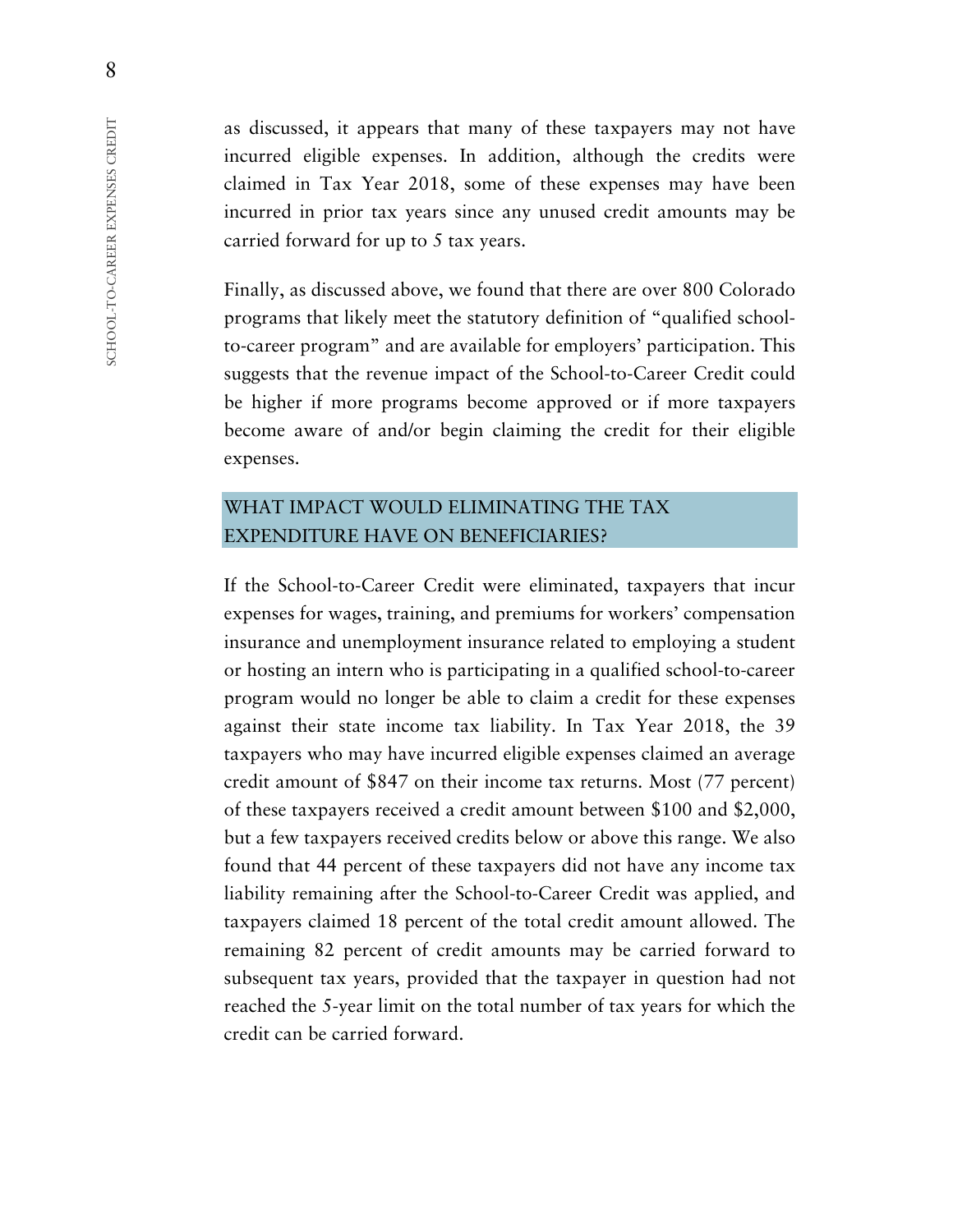as discussed, it appears that many of these taxpayers may not have incurred eligible expenses. In addition, although the credits were claimed in Tax Year 2018, some of these expenses may have been incurred in prior tax years since any unused credit amounts may be carried forward for up to 5 tax years.

Finally, as discussed above, we found that there are over 800 Colorado programs that likely meet the statutory definition of "qualified school-to-career program" and are available for employers' participation. This suggests that the revenue impact of the School-to-Career Credit could be higher if more programs become approved or if more taxpayers become aware of and/or begin claiming the credit for their eligible expenses.

## WHAT IMPACT WOULD ELIMINATING THE TAX EXPENDITURE HAVE ON BENEFICIARIES?

If the School-to-Career Credit were eliminated, taxpayers that incur expenses for wages, training, and premiums for workers' compensation insurance and unemployment insurance related to employing a student or hosting an intern who is participating in a qualified school-to-career program would no longer be able to claim a credit for these expenses against their state income tax liability. In Tax Year 2018, the 39 taxpayers who may have incurred eligible expenses claimed an average credit amount of $847 on their income tax returns. Most (77 percent) of these taxpayers received a credit amount between $100 and $2,000, but a few taxpayers received credits below or above this range. We also found that 44 percent of these taxpayers did not have any income tax liability remaining after the School-to-Career Credit was applied, and taxpayers claimed 18 percent of the total credit amount allowed. The remaining 82 percent of credit amounts may be carried forward to subsequent tax years, provided that the taxpayer in question had not reached the 5-year limit on the total number of tax years for which the credit can be carried forward.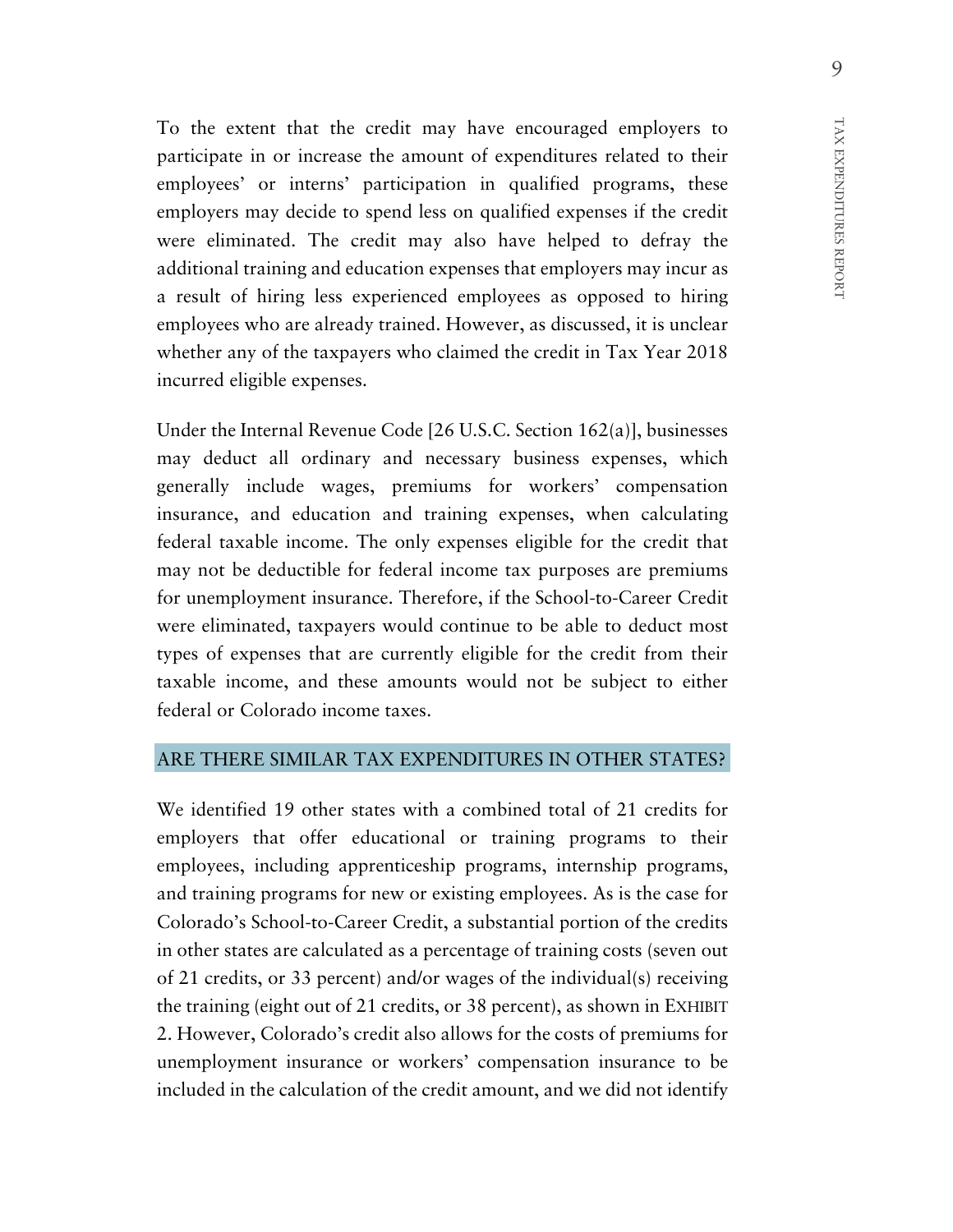To the extent that the credit may have encouraged employers to participate in or increase the amount of expenditures related to their employees' or interns' participation in qualified programs, these employers may decide to spend less on qualified expenses if the credit were eliminated. The credit may also have helped to defray the additional training and education expenses that employers may incur as a result of hiring less experienced employees as opposed to hiring employees who are already trained. However, as discussed, it is unclear whether any of the taxpayers who claimed the credit in Tax Year 2018 incurred eligible expenses.

Under the Internal Revenue Code [26 U.S.C. Section 162(a)], businesses may deduct all ordinary and necessary business expenses, which generally include wages, premiums for workers' compensation insurance, and education and training expenses, when calculating federal taxable income. The only expenses eligible for the credit that may not be deductible for federal income tax purposes are premiums for unemployment insurance. Therefore, if the School-to-Career Credit were eliminated, taxpayers would continue to be able to deduct most types of expenses that are currently eligible for the credit from their taxable income, and these amounts would not be subject to either federal or Colorado income taxes.

## ARE THERE SIMILAR TAX EXPENDITURES IN OTHER STATES?

We identified 19 other states with a combined total of 21 credits for employers that offer educational or training programs to their employees, including apprenticeship programs, internship programs, and training programs for new or existing employees. As is the case for Colorado's School-to-Career Credit, a substantial portion of the credits in other states are calculated as a percentage of training costs (seven out of 21 credits, or 33 percent) and/or wages of the individual(s) receiving the training (eight out of 21 credits, or 38 percent), as shown in EXHIBIT 2. However, Colorado's credit also allows for the costs of premiums for unemployment insurance or workers' compensation insurance to be included in the calculation of the credit amount, and we did not identify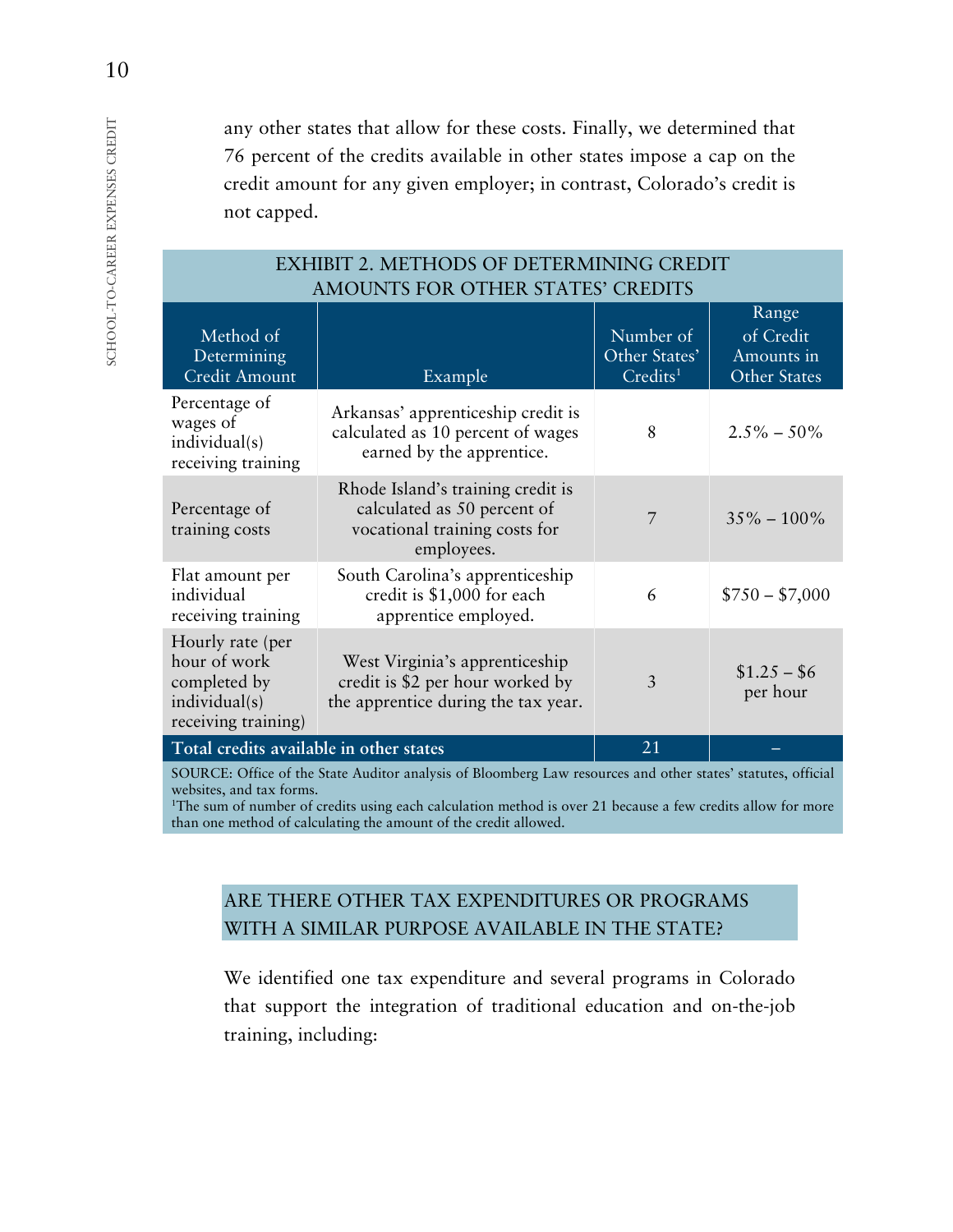any other states that allow for these costs. Finally, we determined that 76 percent of the credits available in other states impose a cap on the credit amount for any given employer; in contrast, Colorado's credit is not capped.

**EXHIBIT 2. METHODS OF DETERMINING CREDIT AMOUNTS FOR OTHER STATES' CREDITS**

| Method of Determining Credit Amount | Example | Number of Other States' Credits[1] | Range of Credit Amounts in Other States |
|---|---|---|---|
| Percentage of wages of individual(s) receiving training | Arkansas' apprenticeship credit is calculated as 10 percent of wages earned by the apprentice. | 8 | 2.5% – 50% |
| Percentage of training costs | Rhode Island's training credit is calculated as 50 percent of vocational training costs for employees. | 7 | 35% – 100% |
| Flat amount per individual receiving training | South Carolina's apprenticeship credit is $1,000 for each apprentice employed. | 6 | $750 – $7,000 |
| Hourly rate (per hour of work completed by individual(s) receiving training) | West Virginia's apprenticeship credit is $2 per hour worked by the apprentice during the tax year. | 3 | $1.25 – $6 per hour |
| **Total credits available in other states** | | 21 | – |

SOURCE: Office of the State Auditor analysis of Bloomberg Law resources and other states' statutes, official websites, and tax forms.
[1]The sum of number of credits using each calculation method is over 21 because a few credits allow for more than one method of calculating the amount of the credit allowed.

## ARE THERE OTHER TAX EXPENDITURES OR PROGRAMS WITH A SIMILAR PURPOSE AVAILABLE IN THE STATE?

We identified one tax expenditure and several programs in Colorado that support the integration of traditional education and on-the-job training, including: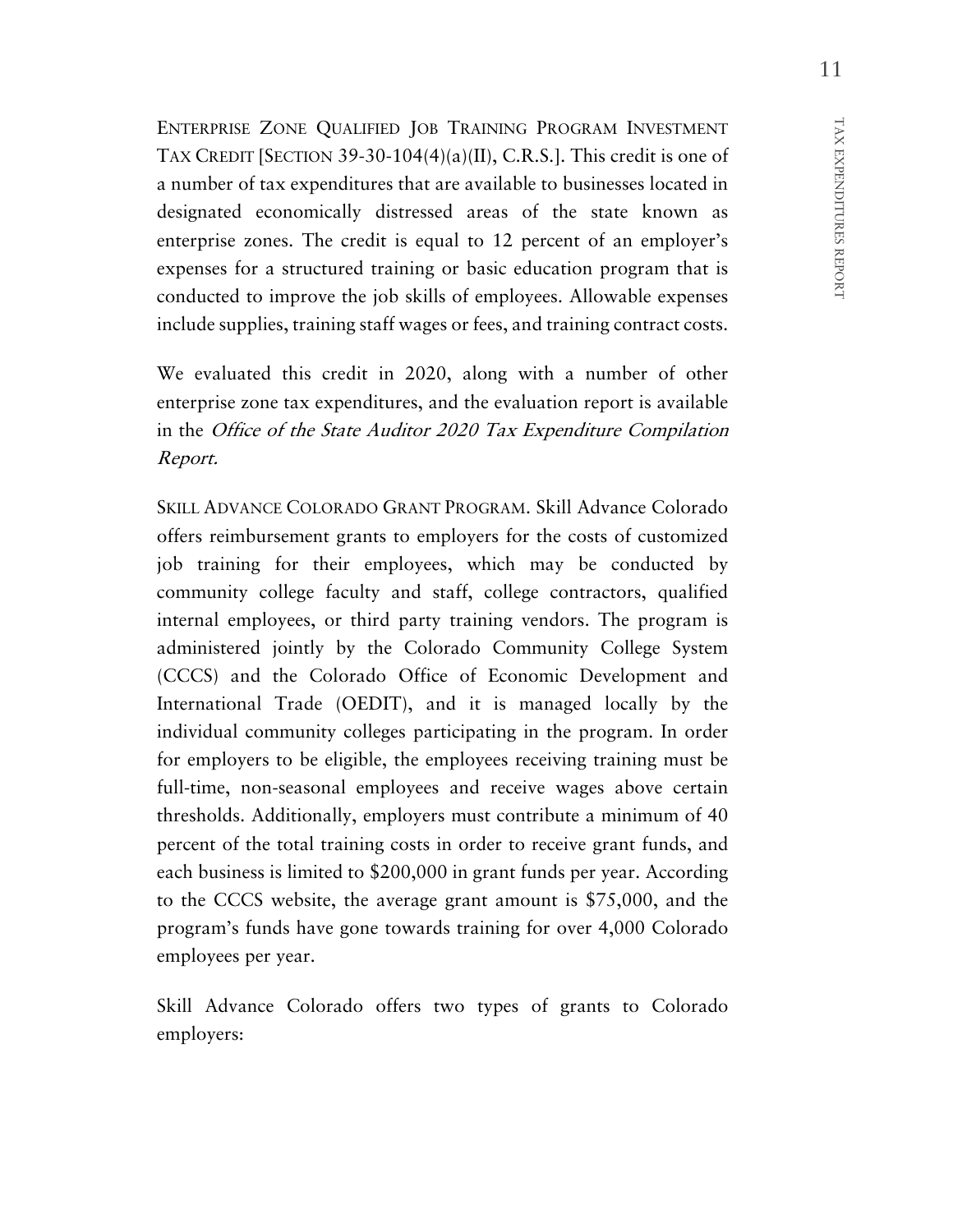ENTERPRISE ZONE QUALIFIED JOB TRAINING PROGRAM INVESTMENT TAX CREDIT [SECTION 39-30-104(4)(a)(II), C.R.S.]. This credit is one of a number of tax expenditures that are available to businesses located in designated economically distressed areas of the state known as enterprise zones. The credit is equal to 12 percent of an employer's expenses for a structured training or basic education program that is conducted to improve the job skills of employees. Allowable expenses include supplies, training staff wages or fees, and training contract costs.

We evaluated this credit in 2020, along with a number of other enterprise zone tax expenditures, and the evaluation report is available in the *Office of the State Auditor 2020 Tax Expenditure Compilation Report.*

SKILL ADVANCE COLORADO GRANT PROGRAM. Skill Advance Colorado offers reimbursement grants to employers for the costs of customized job training for their employees, which may be conducted by community college faculty and staff, college contractors, qualified internal employees, or third party training vendors. The program is administered jointly by the Colorado Community College System (CCCS) and the Colorado Office of Economic Development and International Trade (OEDIT), and it is managed locally by the individual community colleges participating in the program. In order for employers to be eligible, the employees receiving training must be full-time, non-seasonal employees and receive wages above certain thresholds. Additionally, employers must contribute a minimum of 40 percent of the total training costs in order to receive grant funds, and each business is limited to $200,000 in grant funds per year. According to the CCCS website, the average grant amount is $75,000, and the program's funds have gone towards training for over 4,000 Colorado employees per year.

Skill Advance Colorado offers two types of grants to Colorado employers: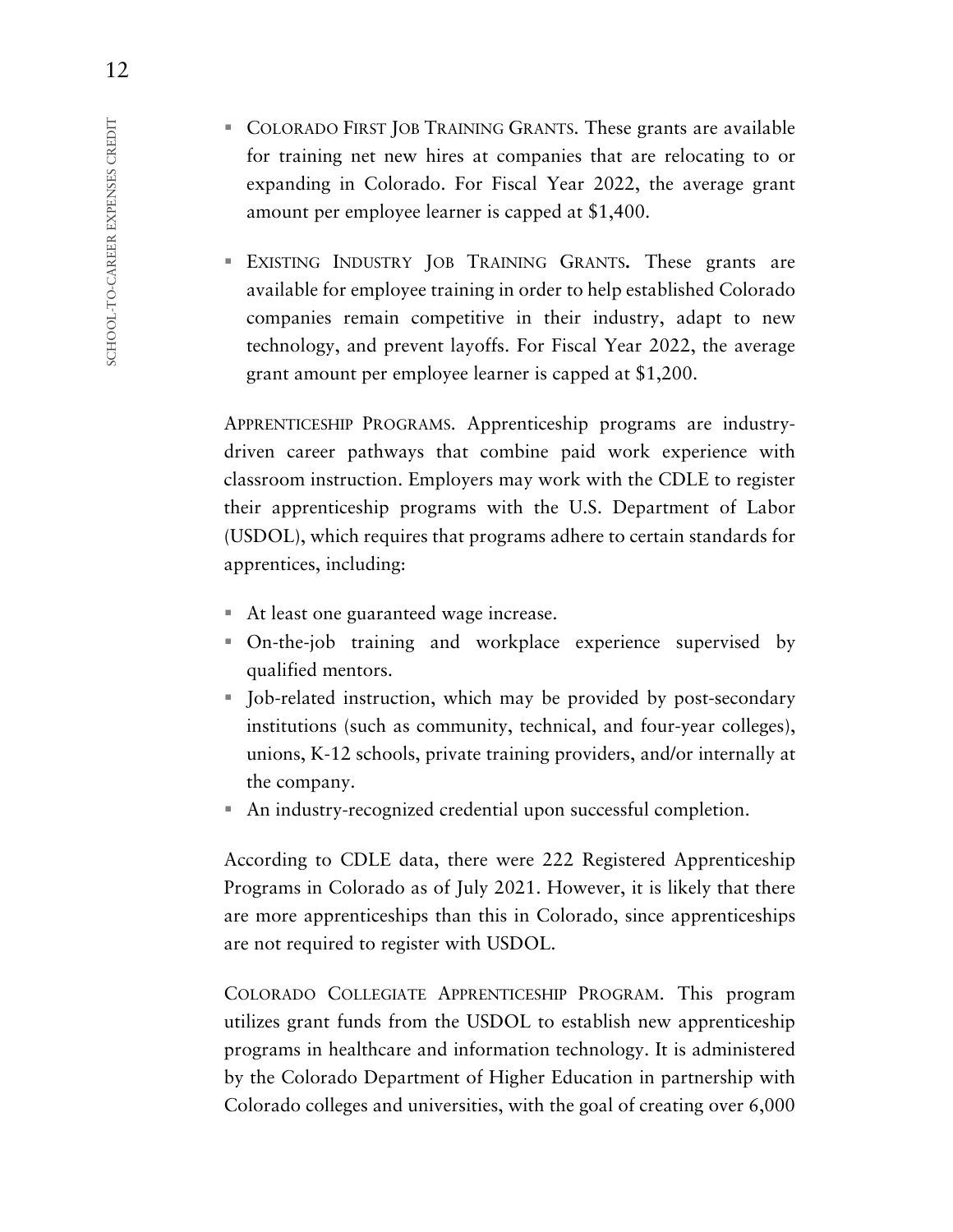- COLORADO FIRST JOB TRAINING GRANTS. These grants are available for training net new hires at companies that are relocating to or expanding in Colorado. For Fiscal Year 2022, the average grant amount per employee learner is capped at $1,400.

- EXISTING INDUSTRY JOB TRAINING GRANTS. These grants are available for employee training in order to help established Colorado companies remain competitive in their industry, adapt to new technology, and prevent layoffs. For Fiscal Year 2022, the average grant amount per employee learner is capped at $1,200.

APPRENTICESHIP PROGRAMS. Apprenticeship programs are industry-driven career pathways that combine paid work experience with classroom instruction. Employers may work with the CDLE to register their apprenticeship programs with the U.S. Department of Labor (USDOL), which requires that programs adhere to certain standards for apprentices, including:

- At least one guaranteed wage increase.
- On-the-job training and workplace experience supervised by qualified mentors.
- Job-related instruction, which may be provided by post-secondary institutions (such as community, technical, and four-year colleges), unions, K-12 schools, private training providers, and/or internally at the company.
- An industry-recognized credential upon successful completion.

According to CDLE data, there were 222 Registered Apprenticeship Programs in Colorado as of July 2021. However, it is likely that there are more apprenticeships than this in Colorado, since apprenticeships are not required to register with USDOL.

COLORADO COLLEGIATE APPRENTICESHIP PROGRAM. This program utilizes grant funds from the USDOL to establish new apprenticeship programs in healthcare and information technology. It is administered by the Colorado Department of Higher Education in partnership with Colorado colleges and universities, with the goal of creating over 6,000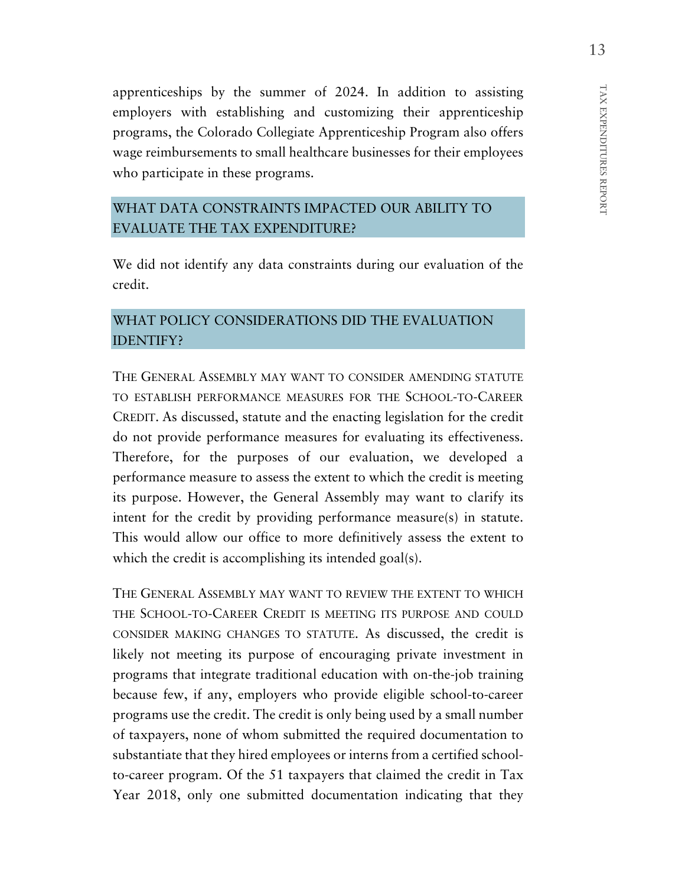apprenticeships by the summer of 2024. In addition to assisting employers with establishing and customizing their apprenticeship programs, the Colorado Collegiate Apprenticeship Program also offers wage reimbursements to small healthcare businesses for their employees who participate in these programs.

## WHAT DATA CONSTRAINTS IMPACTED OUR ABILITY TO EVALUATE THE TAX EXPENDITURE?

We did not identify any data constraints during our evaluation of the credit.

## WHAT POLICY CONSIDERATIONS DID THE EVALUATION IDENTIFY?

THE GENERAL ASSEMBLY MAY WANT TO CONSIDER AMENDING STATUTE TO ESTABLISH PERFORMANCE MEASURES FOR THE SCHOOL-TO-CAREER CREDIT. As discussed, statute and the enacting legislation for the credit do not provide performance measures for evaluating its effectiveness. Therefore, for the purposes of our evaluation, we developed a performance measure to assess the extent to which the credit is meeting its purpose. However, the General Assembly may want to clarify its intent for the credit by providing performance measure(s) in statute. This would allow our office to more definitively assess the extent to which the credit is accomplishing its intended goal(s).

THE GENERAL ASSEMBLY MAY WANT TO REVIEW THE EXTENT TO WHICH THE SCHOOL-TO-CAREER CREDIT IS MEETING ITS PURPOSE AND COULD CONSIDER MAKING CHANGES TO STATUTE. As discussed, the credit is likely not meeting its purpose of encouraging private investment in programs that integrate traditional education with on-the-job training because few, if any, employers who provide eligible school-to-career programs use the credit. The credit is only being used by a small number of taxpayers, none of whom submitted the required documentation to substantiate that they hired employees or interns from a certified school-to-career program. Of the 51 taxpayers that claimed the credit in Tax Year 2018, only one submitted documentation indicating that they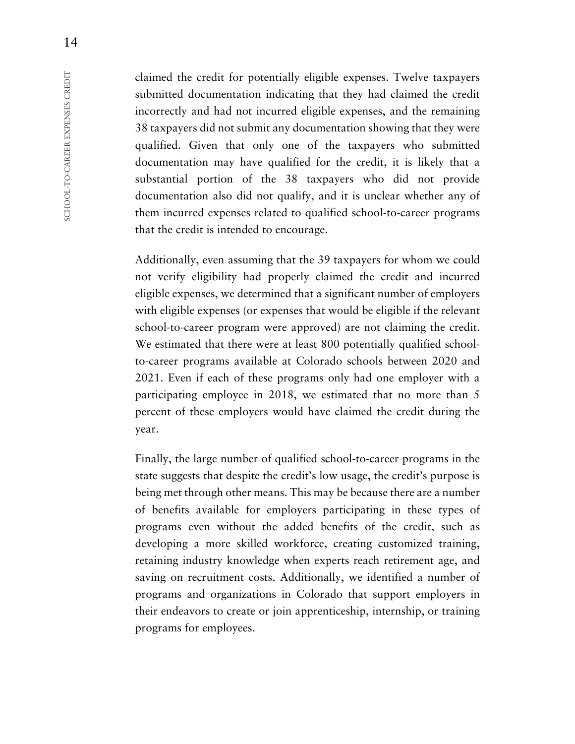claimed the credit for potentially eligible expenses. Twelve taxpayers submitted documentation indicating that they had claimed the credit incorrectly and had not incurred eligible expenses, and the remaining 38 taxpayers did not submit any documentation showing that they were qualified. Given that only one of the taxpayers who submitted documentation may have qualified for the credit, it is likely that a substantial portion of the 38 taxpayers who did not provide documentation also did not qualify, and it is unclear whether any of them incurred expenses related to qualified school-to-career programs that the credit is intended to encourage.

Additionally, even assuming that the 39 taxpayers for whom we could not verify eligibility had properly claimed the credit and incurred eligible expenses, we determined that a significant number of employers with eligible expenses (or expenses that would be eligible if the relevant school-to-career program were approved) are not claiming the credit. We estimated that there were at least 800 potentially qualified school-to-career programs available at Colorado schools between 2020 and 2021. Even if each of these programs only had one employer with a participating employee in 2018, we estimated that no more than 5 percent of these employers would have claimed the credit during the year.

Finally, the large number of qualified school-to-career programs in the state suggests that despite the credit's low usage, the credit's purpose is being met through other means. This may be because there are a number of benefits available for employers participating in these types of programs even without the added benefits of the credit, such as developing a more skilled workforce, creating customized training, retaining industry knowledge when experts reach retirement age, and saving on recruitment costs. Additionally, we identified a number of programs and organizations in Colorado that support employers in their endeavors to create or join apprenticeship, internship, or training programs for employees.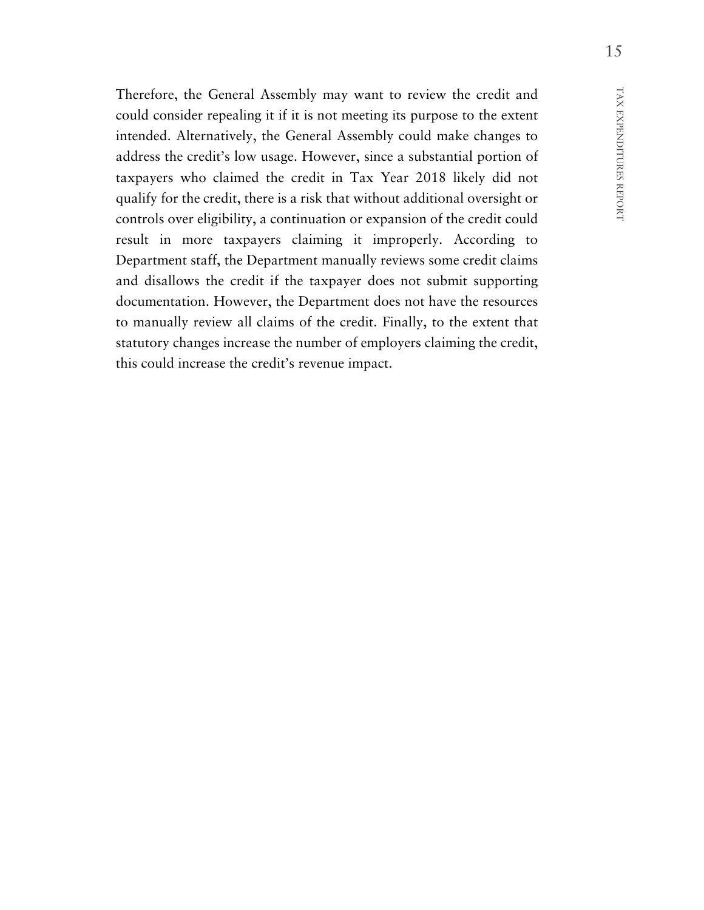Therefore, the General Assembly may want to review the credit and could consider repealing it if it is not meeting its purpose to the extent intended. Alternatively, the General Assembly could make changes to address the credit's low usage. However, since a substantial portion of taxpayers who claimed the credit in Tax Year 2018 likely did not qualify for the credit, there is a risk that without additional oversight or controls over eligibility, a continuation or expansion of the credit could result in more taxpayers claiming it improperly. According to Department staff, the Department manually reviews some credit claims and disallows the credit if the taxpayer does not submit supporting documentation. However, the Department does not have the resources to manually review all claims of the credit. Finally, to the extent that statutory changes increase the number of employers claiming the credit, this could increase the credit's revenue impact.